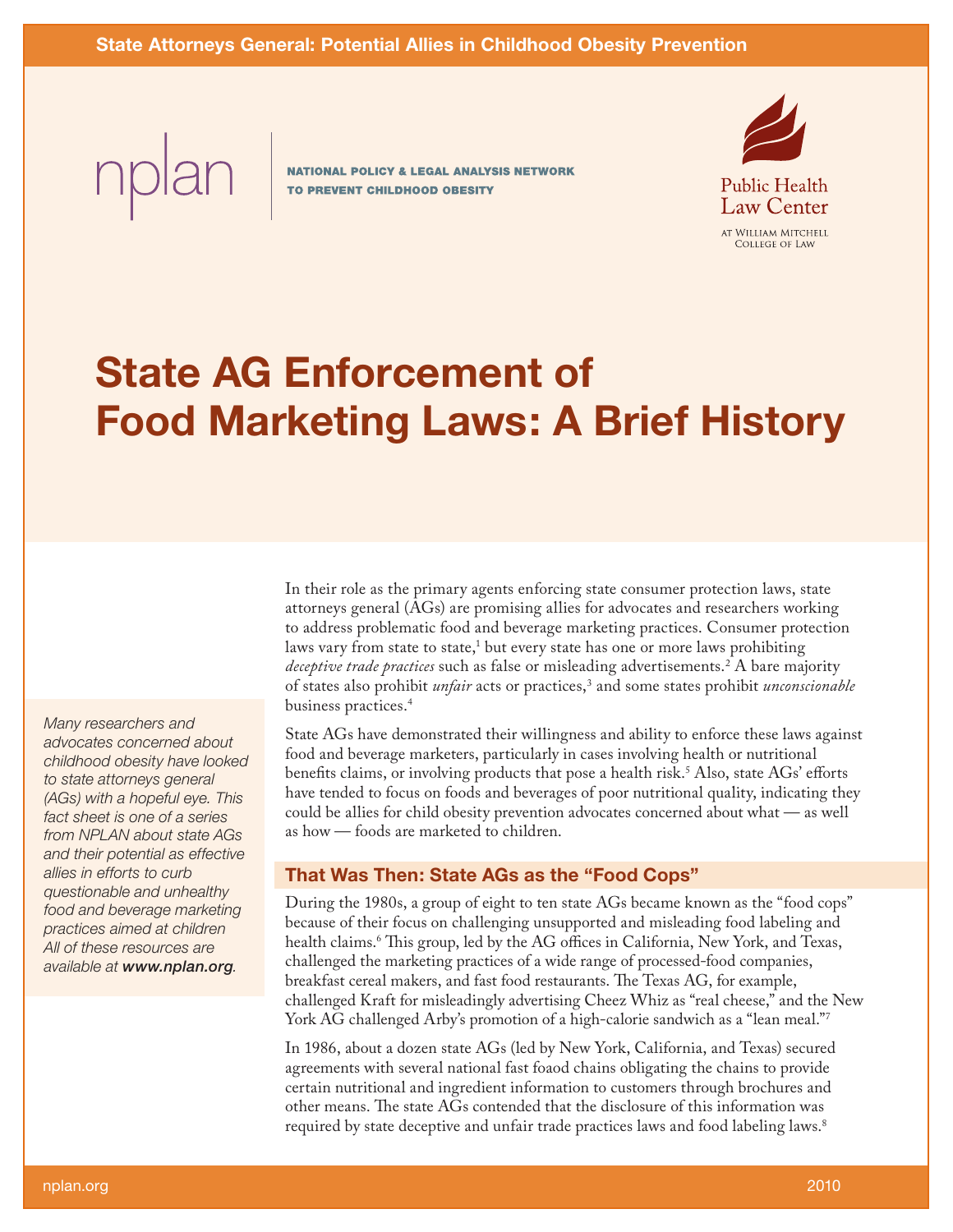State Attorneys General: Potential Allies in Childhood Obesity Prevention

nplan | NATIONAL POLICY & LEGAL ANALYSIS NETWORK TO PREVENT CHILDHOOD OBESITY

Public Health Law Center at William Mitchell College of Law

# State AG Enforcement of Food Marketing Laws: A Brief History

*Many researchers and advocates concerned about childhood obesity have looked to state attorneys general (AGs) with a hopeful eye. This fact sheet is one of a series from NPLAN about state AGs and their potential as effective allies in efforts to curb questionable and unhealthy food and beverage marketing practices aimed at children All of these resources are available at **www.nplan.org**.*

In their role as the primary agents enforcing state consumer protection laws, state attorneys general (AGs) are promising allies for advocates and researchers working to address problematic food and beverage marketing practices. Consumer protection laws vary from state to state,[1] but every state has one or more laws prohibiting *deceptive trade practices* such as false or misleading advertisements.[2] A bare majority of states also prohibit *unfair* acts or practices,[3] and some states prohibit *unconscionable* business practices.[4]

State AGs have demonstrated their willingness and ability to enforce these laws against food and beverage marketers, particularly in cases involving health or nutritional benefits claims, or involving products that pose a health risk.[5] Also, state AGs' efforts have tended to focus on foods and beverages of poor nutritional quality, indicating they could be allies for child obesity prevention advocates concerned about what — as well as how — foods are marketed to children.

## That Was Then: State AGs as the "Food Cops"

During the 1980s, a group of eight to ten state AGs became known as the "food cops" because of their focus on challenging unsupported and misleading food labeling and health claims.[6] This group, led by the AG offices in California, New York, and Texas, challenged the marketing practices of a wide range of processed-food companies, breakfast cereal makers, and fast food restaurants. The Texas AG, for example, challenged Kraft for misleadingly advertising Cheez Whiz as "real cheese," and the New York AG challenged Arby's promotion of a high-calorie sandwich as a "lean meal."[7]

In 1986, about a dozen state AGs (led by New York, California, and Texas) secured agreements with several national fast foaod chains obligating the chains to provide certain nutritional and ingredient information to customers through brochures and other means. The state AGs contended that the disclosure of this information was required by state deceptive and unfair trade practices laws and food labeling laws.[8]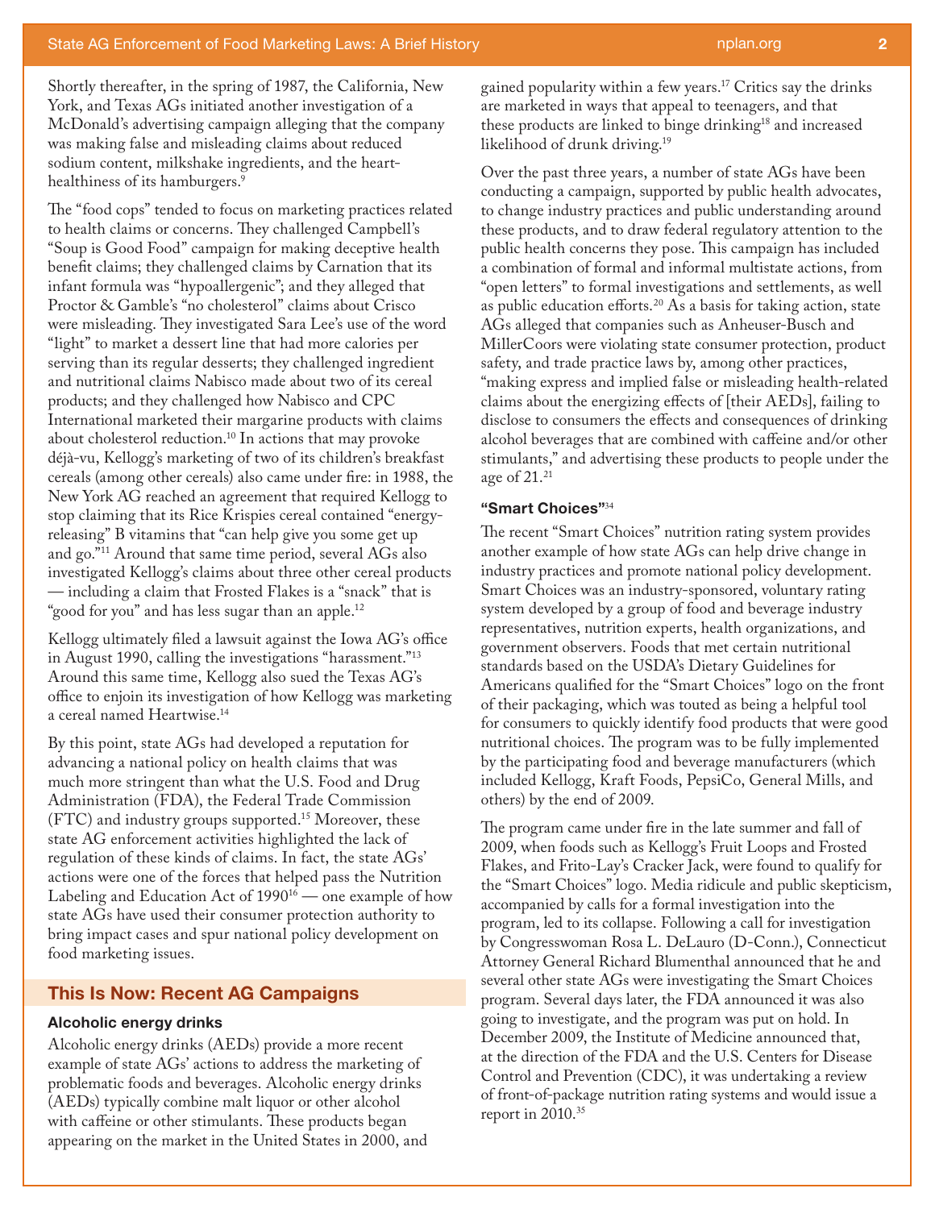Shortly thereafter, in the spring of 1987, the California, New York, and Texas AGs initiated another investigation of a McDonald's advertising campaign alleging that the company was making false and misleading claims about reduced sodium content, milkshake ingredients, and the heart-healthiness of its hamburgers.[9]

The "food cops" tended to focus on marketing practices related to health claims or concerns. They challenged Campbell's "Soup is Good Food" campaign for making deceptive health benefit claims; they challenged claims by Carnation that its infant formula was "hypoallergenic"; and they alleged that Proctor & Gamble's "no cholesterol" claims about Crisco were misleading. They investigated Sara Lee's use of the word "light" to market a dessert line that had more calories per serving than its regular desserts; they challenged ingredient and nutritional claims Nabisco made about two of its cereal products; and they challenged how Nabisco and CPC International marketed their margarine products with claims about cholesterol reduction.[10] In actions that may provoke déjà-vu, Kellogg's marketing of two of its children's breakfast cereals (among other cereals) also came under fire: in 1988, the New York AG reached an agreement that required Kellogg to stop claiming that its Rice Krispies cereal contained "energy-releasing" B vitamins that "can help give you some get up and go."[11] Around that same time period, several AGs also investigated Kellogg's claims about three other cereal products — including a claim that Frosted Flakes is a "snack" that is "good for you" and has less sugar than an apple.[12]

Kellogg ultimately filed a lawsuit against the Iowa AG's office in August 1990, calling the investigations "harassment."[13] Around this same time, Kellogg also sued the Texas AG's office to enjoin its investigation of how Kellogg was marketing a cereal named Heartwise.[14]

By this point, state AGs had developed a reputation for advancing a national policy on health claims that was much more stringent than what the U.S. Food and Drug Administration (FDA), the Federal Trade Commission (FTC) and industry groups supported.[15] Moreover, these state AG enforcement activities highlighted the lack of regulation of these kinds of claims. In fact, the state AGs' actions were one of the forces that helped pass the Nutrition Labeling and Education Act of 1990[16] — one example of how state AGs have used their consumer protection authority to bring impact cases and spur national policy development on food marketing issues.

## This Is Now: Recent AG Campaigns

### Alcoholic energy drinks

Alcoholic energy drinks (AEDs) provide a more recent example of state AGs' actions to address the marketing of problematic foods and beverages. Alcoholic energy drinks (AEDs) typically combine malt liquor or other alcohol with caffeine or other stimulants. These products began appearing on the market in the United States in 2000, and gained popularity within a few years.[17] Critics say the drinks are marketed in ways that appeal to teenagers, and that these products are linked to binge drinking[18] and increased likelihood of drunk driving.[19]

Over the past three years, a number of state AGs have been conducting a campaign, supported by public health advocates, to change industry practices and public understanding around these products, and to draw federal regulatory attention to the public health concerns they pose. This campaign has included a combination of formal and informal multistate actions, from "open letters" to formal investigations and settlements, as well as public education efforts.[20] As a basis for taking action, state AGs alleged that companies such as Anheuser-Busch and MillerCoors were violating state consumer protection, product safety, and trade practice laws by, among other practices, "making express and implied false or misleading health-related claims about the energizing effects of [their AEDs], failing to disclose to consumers the effects and consequences of drinking alcohol beverages that are combined with caffeine and/or other stimulants," and advertising these products to people under the age of 21.[21]

### "Smart Choices"[34]

The recent "Smart Choices" nutrition rating system provides another example of how state AGs can help drive change in industry practices and promote national policy development. Smart Choices was an industry-sponsored, voluntary rating system developed by a group of food and beverage industry representatives, nutrition experts, health organizations, and government observers. Foods that met certain nutritional standards based on the USDA's Dietary Guidelines for Americans qualified for the "Smart Choices" logo on the front of their packaging, which was touted as being a helpful tool for consumers to quickly identify food products that were good nutritional choices. The program was to be fully implemented by the participating food and beverage manufacturers (which included Kellogg, Kraft Foods, PepsiCo, General Mills, and others) by the end of 2009.

The program came under fire in the late summer and fall of 2009, when foods such as Kellogg's Fruit Loops and Frosted Flakes, and Frito-Lay's Cracker Jack, were found to qualify for the "Smart Choices" logo. Media ridicule and public skepticism, accompanied by calls for a formal investigation into the program, led to its collapse. Following a call for investigation by Congresswoman Rosa L. DeLauro (D-Conn.), Connecticut Attorney General Richard Blumenthal announced that he and several other state AGs were investigating the Smart Choices program. Several days later, the FDA announced it was also going to investigate, and the program was put on hold. In December 2009, the Institute of Medicine announced that, at the direction of the FDA and the U.S. Centers for Disease Control and Prevention (CDC), it was undertaking a review of front-of-package nutrition rating systems and would issue a report in 2010.[35]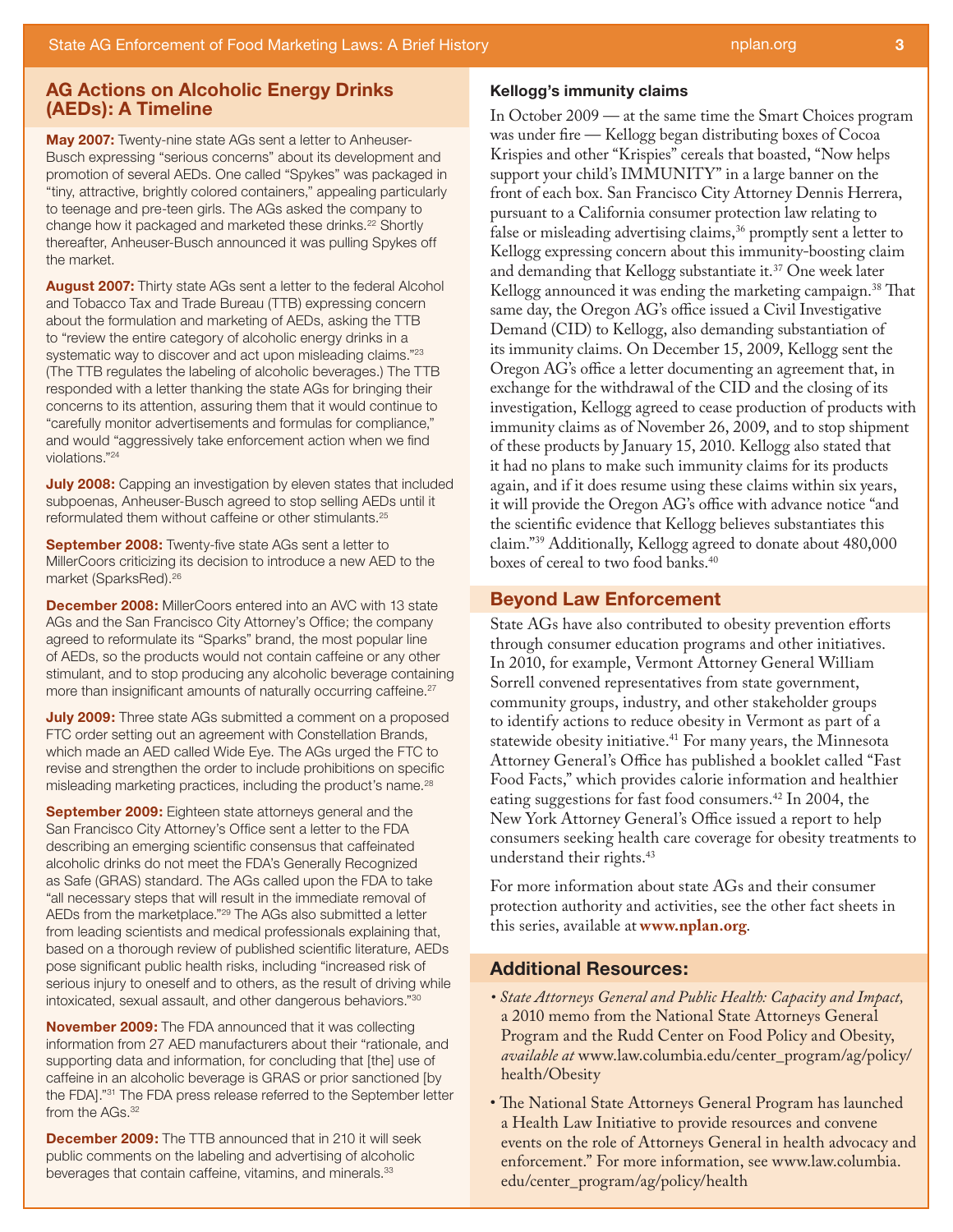## AG Actions on Alcoholic Energy Drinks (AEDs): A Timeline

**May 2007:** Twenty-nine state AGs sent a letter to Anheuser-Busch expressing "serious concerns" about its development and promotion of several AEDs. One called "Spykes" was packaged in "tiny, attractive, brightly colored containers," appealing particularly to teenage and pre-teen girls. The AGs asked the company to change how it packaged and marketed these drinks.[22] Shortly thereafter, Anheuser-Busch announced it was pulling Spykes off the market.

**August 2007:** Thirty state AGs sent a letter to the federal Alcohol and Tobacco Tax and Trade Bureau (TTB) expressing concern about the formulation and marketing of AEDs, asking the TTB to "review the entire category of alcoholic energy drinks in a systematic way to discover and act upon misleading claims."[23] (The TTB regulates the labeling of alcoholic beverages.) The TTB responded with a letter thanking the state AGs for bringing their concerns to its attention, assuring them that it would continue to "carefully monitor advertisements and formulas for compliance," and would "aggressively take enforcement action when we find violations."[24]

**July 2008:** Capping an investigation by eleven states that included subpoenas, Anheuser-Busch agreed to stop selling AEDs until it reformulated them without caffeine or other stimulants.[25]

**September 2008:** Twenty-five state AGs sent a letter to MillerCoors criticizing its decision to introduce a new AED to the market (SparksRed).[26]

**December 2008:** MillerCoors entered into an AVC with 13 state AGs and the San Francisco City Attorney's Office; the company agreed to reformulate its "Sparks" brand, the most popular line of AEDs, so the products would not contain caffeine or any other stimulant, and to stop producing any alcoholic beverage containing more than insignificant amounts of naturally occurring caffeine.[27]

**July 2009:** Three state AGs submitted a comment on a proposed FTC order setting out an agreement with Constellation Brands, which made an AED called Wide Eye. The AGs urged the FTC to revise and strengthen the order to include prohibitions on specific misleading marketing practices, including the product's name.[28]

**September 2009:** Eighteen state attorneys general and the San Francisco City Attorney's Office sent a letter to the FDA describing an emerging scientific consensus that caffeinated alcoholic drinks do not meet the FDA's Generally Recognized as Safe (GRAS) standard. The AGs called upon the FDA to take "all necessary steps that will result in the immediate removal of AEDs from the marketplace."[29] The AGs also submitted a letter from leading scientists and medical professionals explaining that, based on a thorough review of published scientific literature, AEDs pose significant public health risks, including "increased risk of serious injury to oneself and to others, as the result of driving while intoxicated, sexual assault, and other dangerous behaviors."[30]

**November 2009:** The FDA announced that it was collecting information from 27 AED manufacturers about their "rationale, and supporting data and information, for concluding that [the] use of caffeine in an alcoholic beverage is GRAS or prior sanctioned [by the FDA]."[31] The FDA press release referred to the September letter from the AGs.[32]

**December 2009:** The TTB announced that in 210 it will seek public comments on the labeling and advertising of alcoholic beverages that contain caffeine, vitamins, and minerals.[33]

### Kellogg's immunity claims

In October 2009 — at the same time the Smart Choices program was under fire — Kellogg began distributing boxes of Cocoa Krispies and other "Krispies" cereals that boasted, "Now helps support your child's IMMUNITY" in a large banner on the front of each box. San Francisco City Attorney Dennis Herrera, pursuant to a California consumer protection law relating to false or misleading advertising claims,[36] promptly sent a letter to Kellogg expressing concern about this immunity-boosting claim and demanding that Kellogg substantiate it.[37] One week later Kellogg announced it was ending the marketing campaign.[38] That same day, the Oregon AG's office issued a Civil Investigative Demand (CID) to Kellogg, also demanding substantiation of its immunity claims. On December 15, 2009, Kellogg sent the Oregon AG's office a letter documenting an agreement that, in exchange for the withdrawal of the CID and the closing of its investigation, Kellogg agreed to cease production of products with immunity claims as of November 26, 2009, and to stop shipment of these products by January 15, 2010. Kellogg also stated that it had no plans to make such immunity claims for its products again, and if it does resume using these claims within six years, it will provide the Oregon AG's office with advance notice "and the scientific evidence that Kellogg believes substantiates this claim."[39] Additionally, Kellogg agreed to donate about 480,000 boxes of cereal to two food banks.[40]

## Beyond Law Enforcement

State AGs have also contributed to obesity prevention efforts through consumer education programs and other initiatives. In 2010, for example, Vermont Attorney General William Sorrell convened representatives from state government, community groups, industry, and other stakeholder groups to identify actions to reduce obesity in Vermont as part of a statewide obesity initiative.[41] For many years, the Minnesota Attorney General's Office has published a booklet called "Fast Food Facts," which provides calorie information and healthier eating suggestions for fast food consumers.[42] In 2004, the New York Attorney General's Office issued a report to help consumers seeking health care coverage for obesity treatments to understand their rights.[43]

For more information about state AGs and their consumer protection authority and activities, see the other fact sheets in this series, available at **www.nplan.org**.

## Additional Resources:

- *State Attorneys General and Public Health: Capacity and Impact,* a 2010 memo from the National State Attorneys General Program and the Rudd Center on Food Policy and Obesity, *available at* www.law.columbia.edu/center_program/ag/policy/health/Obesity
- The National State Attorneys General Program has launched a Health Law Initiative to provide resources and convene events on the role of Attorneys General in health advocacy and enforcement." For more information, see www.law.columbia.edu/center_program/ag/policy/health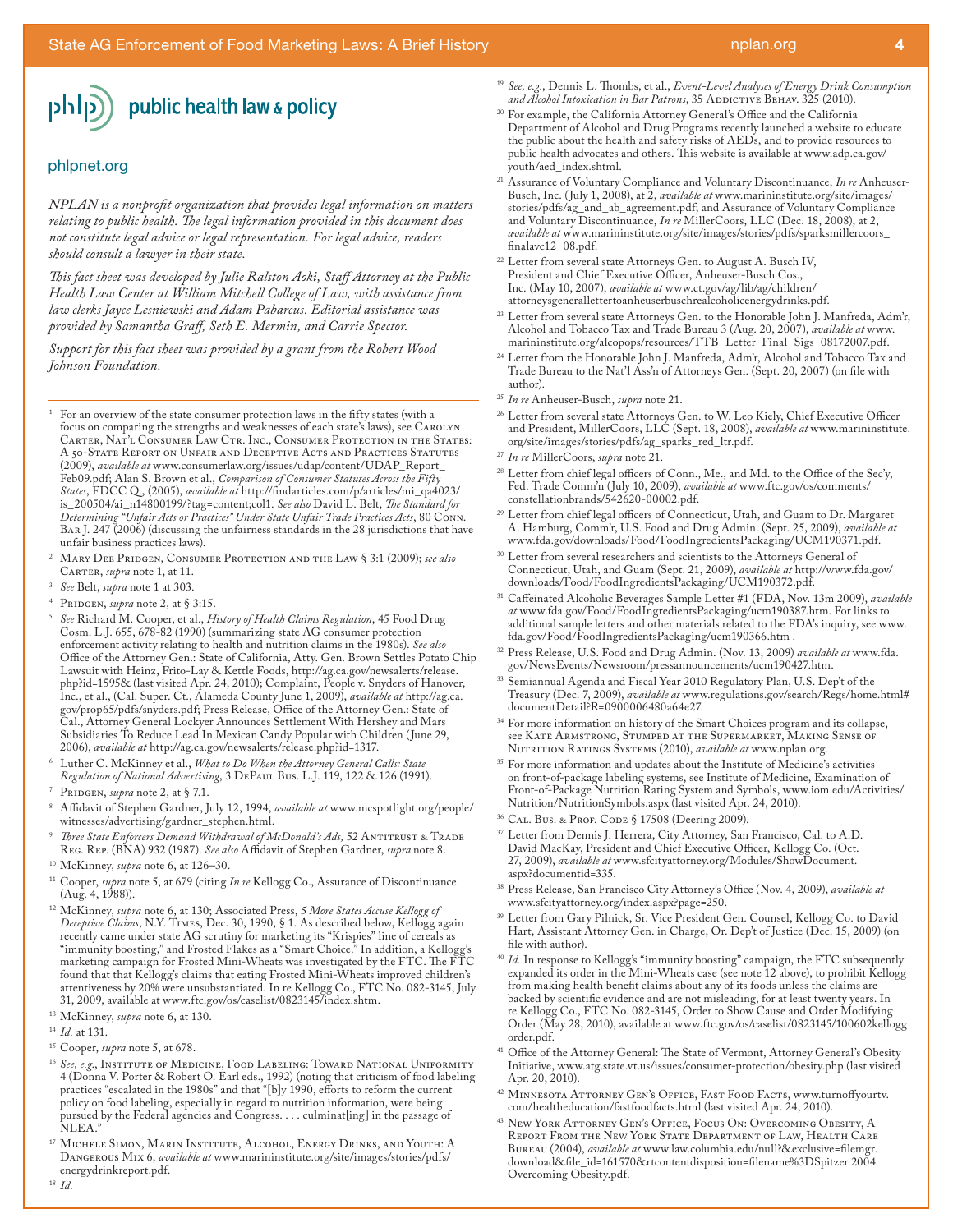public health law & policy

phlpnet.org

*NPLAN is a nonprofit organization that provides legal information on matters relating to public health. The legal information provided in this document does not constitute legal advice or legal representation. For legal advice, readers should consult a lawyer in their state.*

*This fact sheet was developed by Julie Ralston Aoki, Staff Attorney at the Public Health Law Center at William Mitchell College of Law, with assistance from law clerks Jayce Lesniewski and Adam Pabarcus. Editorial assistance was provided by Samantha Graff, Seth E. Mermin, and Carrie Spector.*

*Support for this fact sheet was provided by a grant from the Robert Wood Johnson Foundation.*

---

1 For an overview of the state consumer protection laws in the fifty states (with a focus on comparing the strengths and weaknesses of each state's laws), see Carolyn Carter, Nat'l Consumer Law Ctr. Inc., Consumer Protection in the States: A 50-State Report on Unfair and Deceptive Acts and Practices Statutes (2009), *available at* www.consumerlaw.org/issues/udap/content/UDAP_Report_Feb09.pdf; Alan S. Brown et al., *Comparison of Consumer Statutes Across the Fifty States*, FDCC Q., (2005), *available at* http://findarticles.com/p/articles/mi_qa4023/is_200504/ai_n14800199/?tag=content;col1. *See also* David L. Belt, *The Standard for Determining "Unfair Acts or Practices" Under State Unfair Trade Practices Acts*, 80 Conn. Bar J. 247 (2006) (discussing the unfairness standards in the 28 jurisdictions that have unfair business practices laws).

2 Mary Dee Pridgen, Consumer Protection and the Law § 3:1 (2009); *see also* Carter, *supra* note 1, at 11.

3 *See* Belt, *supra* note 1 at 303.

4 Pridgen, *supra* note 2, at § 3:15.

5 *See* Richard M. Cooper, et al., *History of Health Claims Regulation*, 45 Food Drug Cosm. L.J. 655, 678-82 (1990) (summarizing state AG consumer protection enforcement activity relating to health and nutrition claims in the 1980s). *See also* Office of the Attorney Gen.: State of California, Atty. Gen. Brown Settles Potato Chip Lawsuit with Heinz, Frito-Lay & Kettle Foods, http://ag.ca.gov/newsalerts/release.php?id=1595& (last visited Apr. 24, 2010); Complaint, People v. Snyders of Hanover, Inc., et al., (Cal. Super. Ct., Alameda County June 1, 2009), *available at* http://ag.ca.gov/prop65/pdfs/snyders.pdf; Press Release, Office of the Attorney Gen.: State of Cal., Attorney General Lockyer Announces Settlement With Hershey and Mars Subsidiaries To Reduce Lead In Mexican Candy Popular with Children (June 29, 2006), *available at* http://ag.ca.gov/newsalerts/release.php?id=1317.

6 Luther C. McKinney et al., *What to Do When the Attorney General Calls: State Regulation of National Advertising*, 3 DePaul Bus. L.J. 119, 122 & 126 (1991).

7 Pridgen, *supra* note 2, at § 7.1.

8 Affidavit of Stephen Gardner, July 12, 1994, *available at* www.mcspotlight.org/people/witnesses/advertising/gardner_stephen.html.

9 *Three State Enforcers Demand Withdrawal of McDonald's Ads*, 52 Antitrust & Trade Reg. Rep. (BNA) 932 (1987). *See also* Affidavit of Stephen Gardner, *supra* note 8.

10 McKinney, *supra* note 6, at 126–30.

11 Cooper, *supra* note 5, at 679 (citing *In re* Kellogg Co., Assurance of Discontinuance (Aug. 4, 1988)).

12 McKinney, *supra* note 6, at 130; Associated Press, *5 More States Accuse Kellogg of Deceptive Claims*, N.Y. Times, Dec. 30, 1990, § 1. As described below, Kellogg again recently came under state AG scrutiny for marketing its "Krispies" line of cereals as "immunity boosting," and Frosted Flakes as a "Smart Choice." In addition, a Kellogg's marketing campaign for Frosted Mini-Wheats was investigated by the FTC. The FTC found that that Kellogg's claims that eating Frosted Mini-Wheats improved children's attentiveness by 20% were unsubstantiated. In re Kellogg Co., FTC No. 082-3145, July 31, 2009, available at www.ftc.gov/os/caselist/0823145/index.shtm.

13 McKinney, *supra* note 6, at 130.

14 *Id.* at 131.

15 Cooper, *supra* note 5, at 678.

16 *See, e.g.*, Institute of Medicine, Food Labeling: Toward National Uniformity 4 (Donna V. Porter & Robert O. Earl eds., 1992) (noting that criticism of food labeling practices "escalated in the 1980s" and that "[b]y 1990, efforts to reform the current policy on food labeling, especially in regard to nutrition information, were being pursued by the Federal agencies and Congress. . . . culminat[ing] in the passage of NLEA."

17 Michele Simon, Marin Institute, Alcohol, Energy Drinks, and Youth: A Dangerous Mix 6, *available at* www.marininstitute.org/site/images/stories/pdfs/energydrinkreport.pdf.

18 *Id.*

19 *See, e.g.*, Dennis L. Thombs, et al., *Event-Level Analyses of Energy Drink Consumption and Alcohol Intoxication in Bar Patrons*, 35 Addictive Behav. 325 (2010).

20 For example, the California Attorney General's Office and the California Department of Alcohol and Drug Programs recently launched a website to educate the public about the health and safety risks of AEDs, and to provide resources to public health advocates and others. This website is available at www.adp.ca.gov/youth/aed_index.shtml.

21 Assurance of Voluntary Compliance and Voluntary Discontinuance, *In re* Anheuser-Busch, Inc. (July 1, 2008), at 2, *available at* www.marininstitute.org/site/images/stories/pdfs/ag_and_ab_agreement.pdf; and Assurance of Voluntary Compliance and Voluntary Discontinuance, *In re* MillerCoors, LLC (Dec. 18, 2008), at 2, *available at* www.marininstitute.org/site/images/stories/pdfs/sparksmillercoors_finalavc12_08.pdf.

22 Letter from several state Attorneys Gen. to August A. Busch IV, President and Chief Executive Officer, Anheuser-Busch Cos., Inc. (May 10, 2007), *available at* www.ct.gov/ag/lib/ag/children/attorneysgenerallettertoanheuserbuschrealcoholicenergydrinks.pdf.

23 Letter from several state Attorneys Gen. to the Honorable John J. Manfreda, Adm'r, Alcohol and Tobacco Tax and Trade Bureau 3 (Aug. 20, 2007), *available at* www.marininstitute.org/alcopops/resources/TTB_Letter_Final_Sigs_08172007.pdf.

24 Letter from the Honorable John J. Manfreda, Adm'r, Alcohol and Tobacco Tax and Trade Bureau to the Nat'l Ass'n of Attorneys Gen. (Sept. 20, 2007) (on file with author).

25 *In re* Anheuser-Busch, *supra* note 21.

26 Letter from several state Attorneys Gen. to W. Leo Kiely, Chief Executive Officer and President, MillerCoors, LLC (Sept. 18, 2008), *available at* www.marininstitute.org/site/images/stories/pdfs/ag_sparks_red_ltr.pdf.

27 *In re* MillerCoors, *supra* note 21.

28 Letter from chief legal officers of Conn., Me., and Md. to the Office of the Sec'y, Fed. Trade Comm'n (July 10, 2009), *available at* www.ftc.gov/os/comments/constellationbrands/542620-00002.pdf.

29 Letter from chief legal officers of Connecticut, Utah, and Guam to Dr. Margaret A. Hamburg, Comm'r, U.S. Food and Drug Admin. (Sept. 25, 2009), *available at* www.fda.gov/downloads/Food/FoodIngredientsPackaging/UCM190371.pdf.

30 Letter from several researchers and scientists to the Attorneys General of Connecticut, Utah, and Guam (Sept. 21, 2009), *available at* http://www.fda.gov/downloads/Food/FoodIngredientsPackaging/UCM190372.pdf.

31 Caffeinated Alcoholic Beverages Sample Letter #1 (FDA, Nov. 13m 2009), *available at* www.fda.gov/Food/FoodIngredientsPackaging/ucm190387.htm. For links to additional sample letters and other materials related to the FDA's inquiry, see www.fda.gov/Food/FoodIngredientsPackaging/ucm190366.htm .

32 Press Release, U.S. Food and Drug Admin. (Nov. 13, 2009) *available at* www.fda.gov/NewsEvents/Newsroom/pressannouncements/ucm190427.htm.

33 Semiannual Agenda and Fiscal Year 2010 Regulatory Plan, U.S. Dep't of the Treasury (Dec. 7, 2009), *available at* www.regulations.gov/search/Regs/home.html#documentDetail?R=0900006480a64e27.

34 For more information on history of the Smart Choices program and its collapse, see Kate Armstrong, Stumped at the Supermarket, Making Sense of Nutrition Ratings Systems (2010), *available at* www.nplan.org.

35 For more information and updates about the Institute of Medicine's activities on front-of-package labeling systems, see Institute of Medicine, Examination of Front-of-Package Nutrition Rating System and Symbols, www.iom.edu/Activities/Nutrition/NutritionSymbols.aspx (last visited Apr. 24, 2010).

36 Cal. Bus. & Prof. Code § 17508 (Deering 2009).

37 Letter from Dennis J. Herrera, City Attorney, San Francisco, Cal. to A.D. David MacKay, President and Chief Executive Officer, Kellogg Co. (Oct. 27, 2009), *available at* www.sfcityattorney.org/Modules/ShowDocument.aspx?documentid=335.

38 Press Release, San Francisco City Attorney's Office (Nov. 4, 2009), *available at* www.sfcityattorney.org/index.aspx?page=250.

39 Letter from Gary Pilnick, Sr. Vice President Gen. Counsel, Kellogg Co. to David Hart, Assistant Attorney Gen. in Charge, Or. Dep't of Justice (Dec. 15, 2009) (on file with author).

40 *Id.* In response to Kellogg's "immunity boosting" campaign, the FTC subsequently expanded its order in the Mini-Wheats case (see note 12 above), to prohibit Kellogg from making health benefit claims about any of its foods unless the claims are backed by scientific evidence and are not misleading, for at least twenty years. In re Kellogg Co., FTC No. 082-3145, Order to Show Cause and Order Modifying Order (May 28, 2010), available at www.ftc.gov/os/caselist/0823145/100602kelloggorder.pdf.

41 Office of the Attorney General: The State of Vermont, Attorney General's Obesity Initiative, www.atg.state.vt.us/issues/consumer-protection/obesity.php (last visited Apr. 20, 2010).

42 Minnesota Attorney Gen's Office, Fast Food Facts, www.turnoffyourtv.com/healtheducation/fastfoodfacts.html (last visited Apr. 24, 2010).

43 New York Attorney Gen's Office, Focus On: Overcoming Obesity, A Report From the New York State Department of Law, Health Care Bureau (2004), *available at* www.law.columbia.edu/null?&exclusive=filemgr.download&file_id=161570&rtcontentdisposition=filename%3DSpitzer 2004 Overcoming Obesity.pdf.